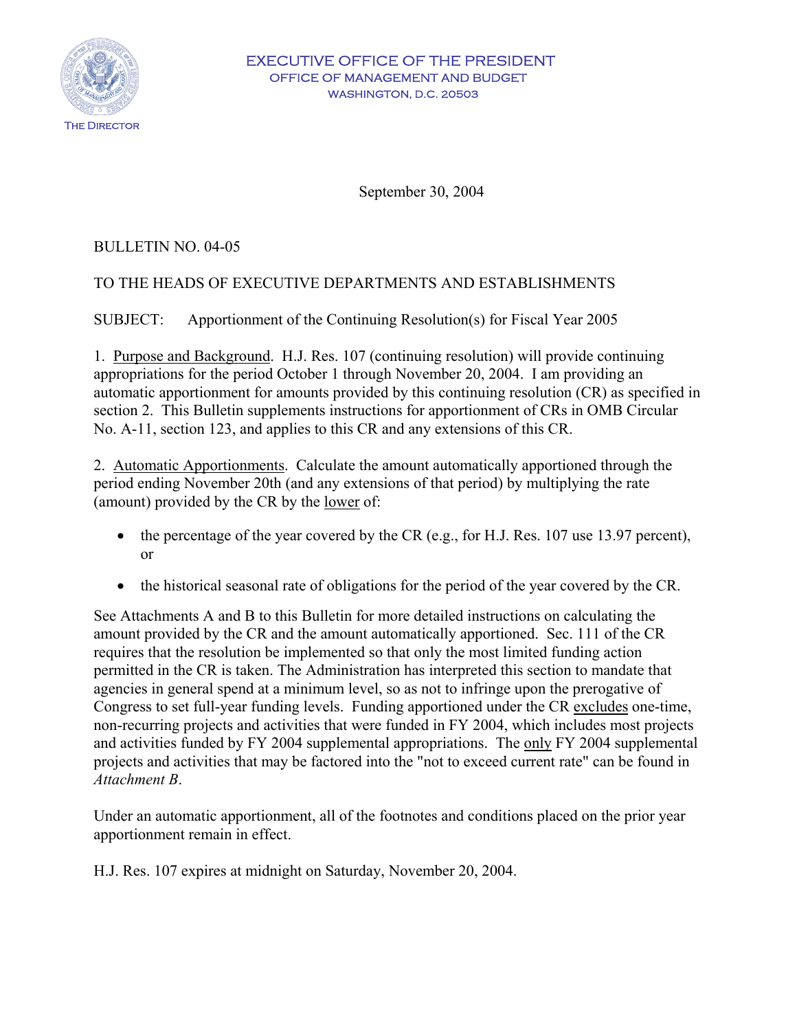EXECUTIVE OFFICE OF THE PRESIDENT
OFFICE OF MANAGEMENT AND BUDGET
WASHINGTON, D.C. 20503

THE DIRECTOR

September 30, 2004

BULLETIN NO. 04-05

TO THE HEADS OF EXECUTIVE DEPARTMENTS AND ESTABLISHMENTS

SUBJECT: Apportionment of the Continuing Resolution(s) for Fiscal Year 2005

1. Purpose and Background. H.J. Res. 107 (continuing resolution) will provide continuing appropriations for the period October 1 through November 20, 2004. I am providing an automatic apportionment for amounts provided by this continuing resolution (CR) as specified in section 2. This Bulletin supplements instructions for apportionment of CRs in OMB Circular No. A-11, section 123, and applies to this CR and any extensions of this CR.

2. Automatic Apportionments. Calculate the amount automatically apportioned through the period ending November 20th (and any extensions of that period) by multiplying the rate (amount) provided by the CR by the lower of:

- the percentage of the year covered by the CR (e.g., for H.J. Res. 107 use 13.97 percent), or
- the historical seasonal rate of obligations for the period of the year covered by the CR.

See Attachments A and B to this Bulletin for more detailed instructions on calculating the amount provided by the CR and the amount automatically apportioned. Sec. 111 of the CR requires that the resolution be implemented so that only the most limited funding action permitted in the CR is taken. The Administration has interpreted this section to mandate that agencies in general spend at a minimum level, so as not to infringe upon the prerogative of Congress to set full-year funding levels. Funding apportioned under the CR excludes one-time, non-recurring projects and activities that were funded in FY 2004, which includes most projects and activities funded by FY 2004 supplemental appropriations. The only FY 2004 supplemental projects and activities that may be factored into the "not to exceed current rate" can be found in *Attachment B*.

Under an automatic apportionment, all of the footnotes and conditions placed on the prior year apportionment remain in effect.

H.J. Res. 107 expires at midnight on Saturday, November 20, 2004.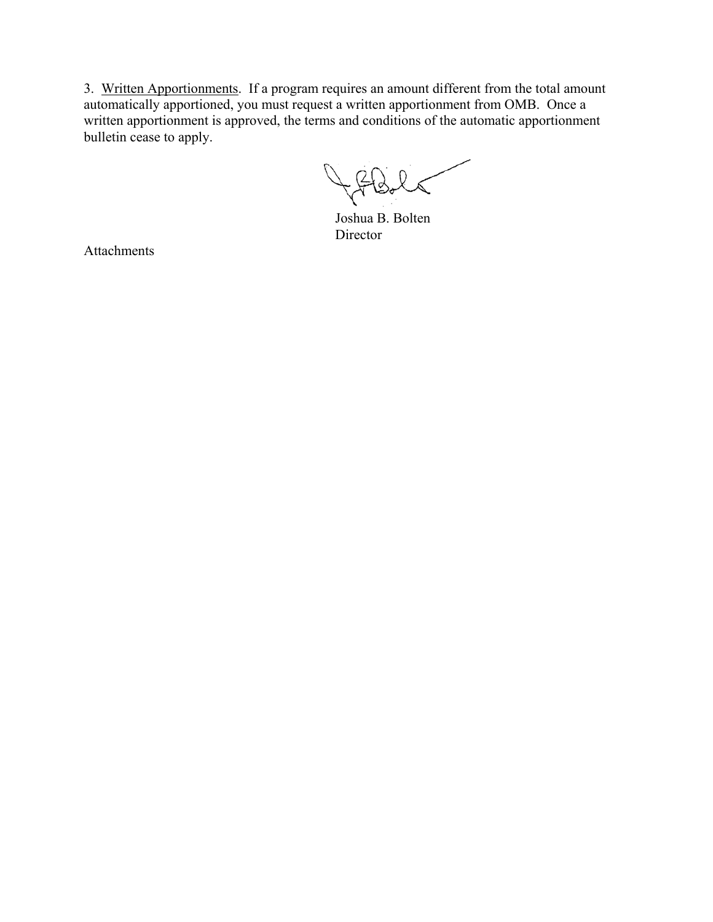3. <u>Written Apportionments</u>. If a program requires an amount different from the total amount automatically apportioned, you must request a written apportionment from OMB. Once a written apportionment is approved, the terms and conditions of the automatic apportionment bulletin cease to apply.

Joshua B. Bolten  
Director

Attachments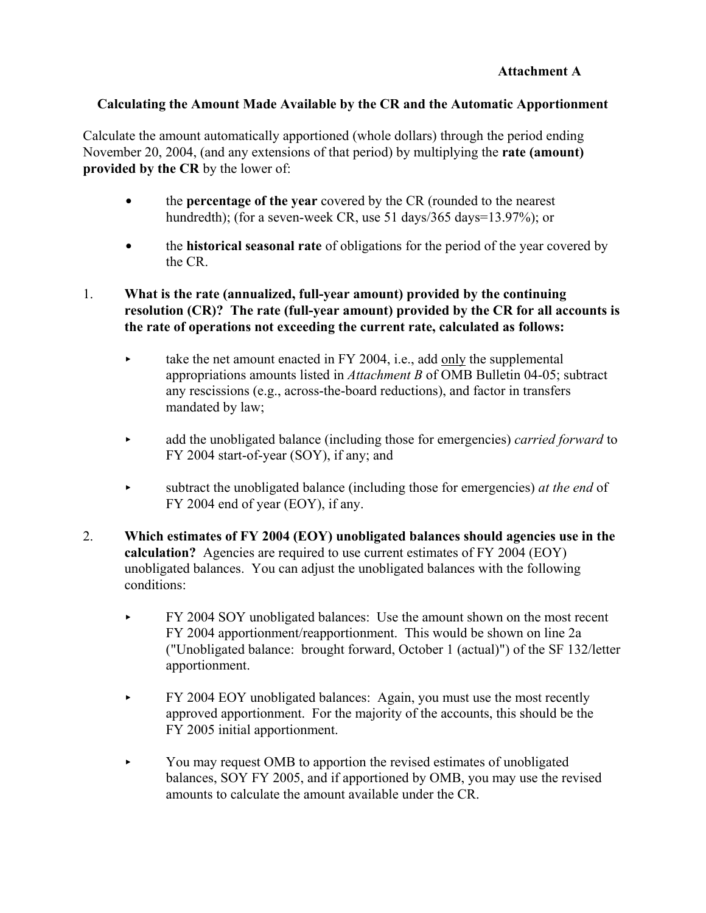**Attachment A**

**Calculating the Amount Made Available by the CR and the Automatic Apportionment**

Calculate the amount automatically apportioned (whole dollars) through the period ending November 20, 2004, (and any extensions of that period) by multiplying the **rate (amount) provided by the CR** by the lower of:

- the **percentage of the year** covered by the CR (rounded to the nearest hundredth); (for a seven-week CR, use 51 days/365 days=13.97%); or
- the **historical seasonal rate** of obligations for the period of the year covered by the CR.

1. **What is the rate (annualized, full-year amount) provided by the continuing resolution (CR)? The rate (full-year amount) provided by the CR for all accounts is the rate of operations not exceeding the current rate, calculated as follows:**

   - take the net amount enacted in FY 2004, i.e., add only the supplemental appropriations amounts listed in *Attachment B* of OMB Bulletin 04-05; subtract any rescissions (e.g., across-the-board reductions), and factor in transfers mandated by law;
   - add the unobligated balance (including those for emergencies) *carried forward* to FY 2004 start-of-year (SOY), if any; and
   - subtract the unobligated balance (including those for emergencies) *at the end* of FY 2004 end of year (EOY), if any.

2. **Which estimates of FY 2004 (EOY) unobligated balances should agencies use in the calculation?** Agencies are required to use current estimates of FY 2004 (EOY) unobligated balances. You can adjust the unobligated balances with the following conditions:

   - FY 2004 SOY unobligated balances: Use the amount shown on the most recent FY 2004 apportionment/reapportionment. This would be shown on line 2a ("Unobligated balance: brought forward, October 1 (actual)") of the SF 132/letter apportionment.
   - FY 2004 EOY unobligated balances: Again, you must use the most recently approved apportionment. For the majority of the accounts, this should be the FY 2005 initial apportionment.
   - You may request OMB to apportion the revised estimates of unobligated balances, SOY FY 2005, and if apportioned by OMB, you may use the revised amounts to calculate the amount available under the CR.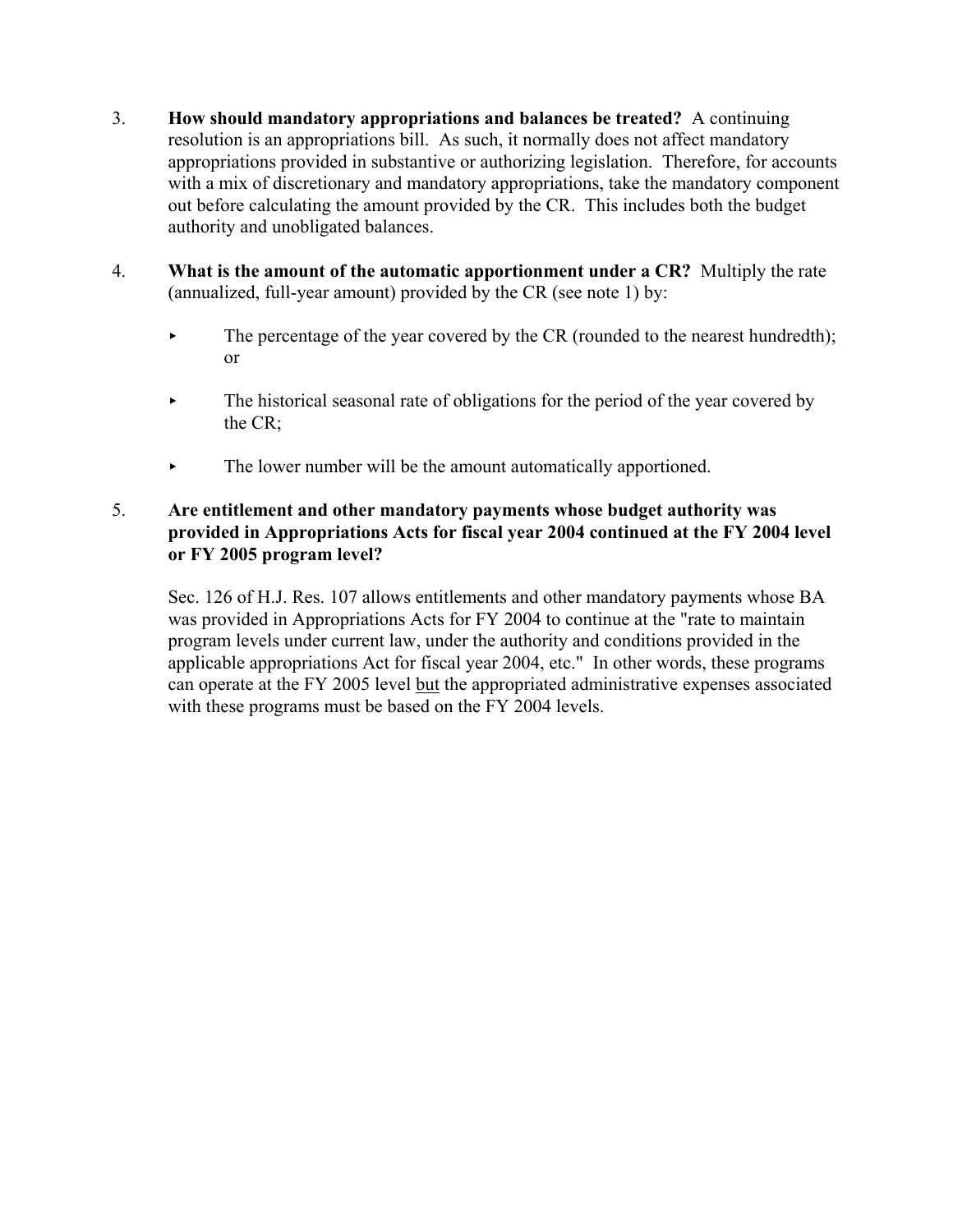3. **How should mandatory appropriations and balances be treated?** A continuing resolution is an appropriations bill. As such, it normally does not affect mandatory appropriations provided in substantive or authorizing legislation. Therefore, for accounts with a mix of discretionary and mandatory appropriations, take the mandatory component out before calculating the amount provided by the CR. This includes both the budget authority and unobligated balances.

4. **What is the amount of the automatic apportionment under a CR?** Multiply the rate (annualized, full-year amount) provided by the CR (see note 1) by:

   - The percentage of the year covered by the CR (rounded to the nearest hundredth); or
   - The historical seasonal rate of obligations for the period of the year covered by the CR;
   - The lower number will be the amount automatically apportioned.

5. **Are entitlement and other mandatory payments whose budget authority was provided in Appropriations Acts for fiscal year 2004 continued at the FY 2004 level or FY 2005 program level?**

   Sec. 126 of H.J. Res. 107 allows entitlements and other mandatory payments whose BA was provided in Appropriations Acts for FY 2004 to continue at the "rate to maintain program levels under current law, under the authority and conditions provided in the applicable appropriations Act for fiscal year 2004, etc." In other words, these programs can operate at the FY 2005 level <u>but</u> the appropriated administrative expenses associated with these programs must be based on the FY 2004 levels.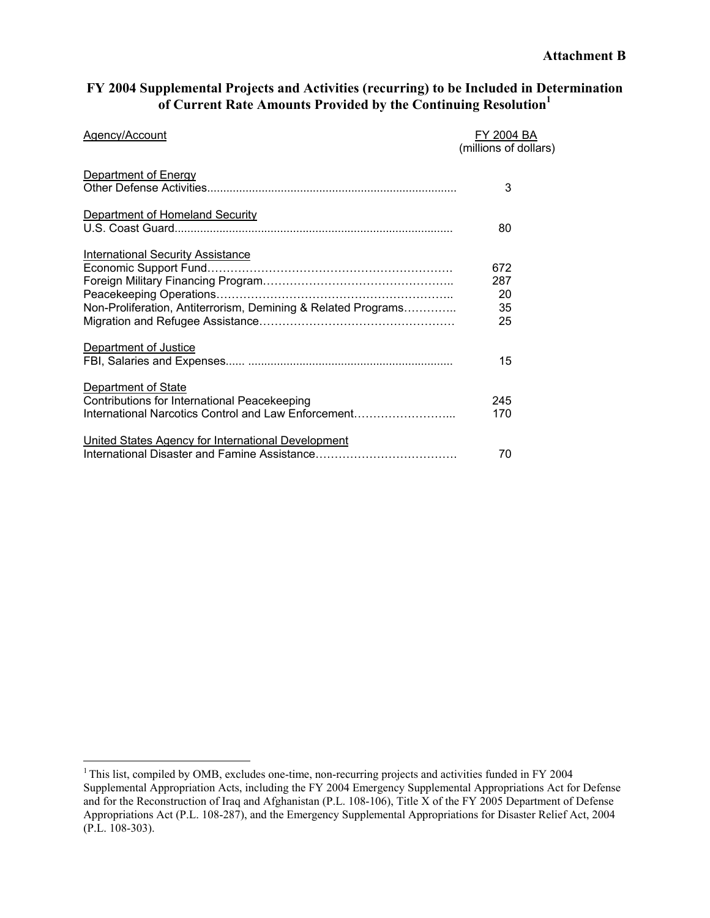**Attachment B**

## FY 2004 Supplemental Projects and Activities (recurring) to be Included in Determination of Current Rate Amounts Provided by the Continuing Resolution[1]

| Agency/Account | FY 2004 BA (millions of dollars) |
|---|---|
| Department of Energy | |
| Other Defense Activities | 3 |
| Department of Homeland Security | |
| U.S. Coast Guard | 80 |
| International Security Assistance | |
| Economic Support Fund | 672 |
| Foreign Military Financing Program | 287 |
| Peacekeeping Operations | 20 |
| Non-Proliferation, Antiterrorism, Demining & Related Programs | 35 |
| Migration and Refugee Assistance | 25 |
| Department of Justice | |
| FBI, Salaries and Expenses | 15 |
| Department of State | |
| Contributions for International Peacekeeping | 245 |
| International Narcotics Control and Law Enforcement | 170 |
| United States Agency for International Development | |
| International Disaster and Famine Assistance | 70 |

[1] This list, compiled by OMB, excludes one-time, non-recurring projects and activities funded in FY 2004 Supplemental Appropriation Acts, including the FY 2004 Emergency Supplemental Appropriations Act for Defense and for the Reconstruction of Iraq and Afghanistan (P.L. 108-106), Title X of the FY 2005 Department of Defense Appropriations Act (P.L. 108-287), and the Emergency Supplemental Appropriations for Disaster Relief Act, 2004 (P.L. 108-303).